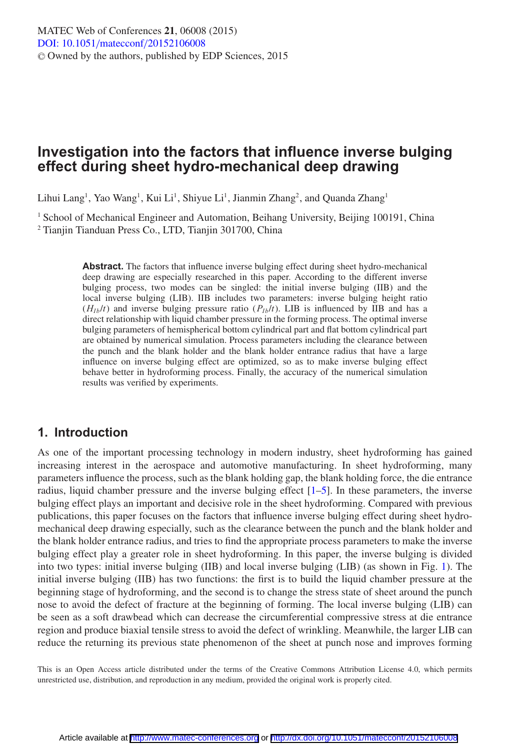# Investigation into the factors that influence inverse bulging effect during sheet hydro-mechanical deep drawing

Lihui Lang[1], Yao Wang[1], Kui Li[1], Shiyue Li[1], Jianmin Zhang[2], and Quanda Zhang[1]

[1] School of Mechanical Engineer and Automation, Beihang University, Beijing 100191, China
[2] Tianjin Tianduan Press Co., LTD, Tianjin 301700, China

**Abstract.** The factors that influence inverse bulging effect during sheet hydro-mechanical deep drawing are especially researched in this paper. According to the different inverse bulging process, two modes can be singled: the initial inverse bulging (IIB) and the local inverse bulging (LIB). IIB includes two parameters: inverse bulging height ratio ($H_{Ib}/t$) and inverse bulging pressure ratio ($P_{Ib}/t$). LIB is influenced by IIB and has a direct relationship with liquid chamber pressure in the forming process. The optimal inverse bulging parameters of hemispherical bottom cylindrical part and flat bottom cylindrical part are obtained by numerical simulation. Process parameters including the clearance between the punch and the blank holder and the blank holder entrance radius that have a large influence on inverse bulging effect are optimized, so as to make inverse bulging effect behave better in hydroforming process. Finally, the accuracy of the numerical simulation results was verified by experiments.

## 1. Introduction

As one of the important processing technology in modern industry, sheet hydroforming has gained increasing interest in the aerospace and automotive manufacturing. In sheet hydroforming, many parameters influence the process, such as the blank holding gap, the blank holding force, the die entrance radius, liquid chamber pressure and the inverse bulging effect [1–5]. In these parameters, the inverse bulging effect plays an important and decisive role in the sheet hydroforming. Compared with previous publications, this paper focuses on the factors that influence inverse bulging effect during sheet hydro-mechanical deep drawing especially, such as the clearance between the punch and the blank holder and the blank holder entrance radius, and tries to find the appropriate process parameters to make the inverse bulging effect play a greater role in sheet hydroforming. In this paper, the inverse bulging is divided into two types: initial inverse bulging (IIB) and local inverse bulging (LIB) (as shown in Fig. 1). The initial inverse bulging (IIB) has two functions: the first is to build the liquid chamber pressure at the beginning stage of hydroforming, and the second is to change the stress state of sheet around the punch nose to avoid the defect of fracture at the beginning of forming. The local inverse bulging (LIB) can be seen as a soft drawbead which can decrease the circumferential compressive stress at die entrance region and produce biaxial tensile stress to avoid the defect of wrinkling. Meanwhile, the larger LIB can reduce the returning its previous state phenomenon of the sheet at punch nose and improves forming

This is an Open Access article distributed under the terms of the Creative Commons Attribution License 4.0, which permits unrestricted use, distribution, and reproduction in any medium, provided the original work is properly cited.

Article available at http://www.matec-conferences.org or http://dx.doi.org/10.1051/matecconf/20152106008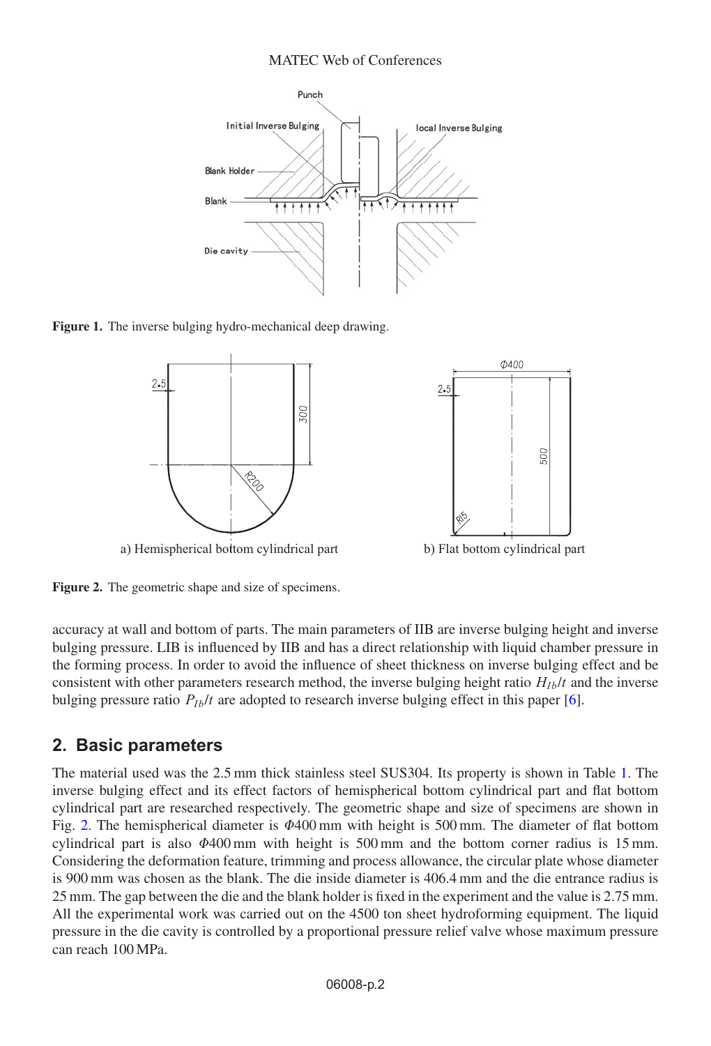Figure 1. The inverse bulging hydro-mechanical deep drawing.

a) Hemispherical bottom cylindrical part

b) Flat bottom cylindrical part

Figure 2. The geometric shape and size of specimens.

accuracy at wall and bottom of parts. The main parameters of IIB are inverse bulging height and inverse bulging pressure. LIB is influenced by IIB and has a direct relationship with liquid chamber pressure in the forming process. In order to avoid the influence of sheet thickness on inverse bulging effect and be consistent with other parameters research method, the inverse bulging height ratio $H_{Ib}/t$ and the inverse bulging pressure ratio $P_{Ib}/t$ are adopted to research inverse bulging effect in this paper [6].

## 2. Basic parameters

The material used was the 2.5 mm thick stainless steel SUS304. Its property is shown in Table 1. The inverse bulging effect and its effect factors of hemispherical bottom cylindrical part and flat bottom cylindrical part are researched respectively. The geometric shape and size of specimens are shown in Fig. 2. The hemispherical diameter is $\Phi$400 mm with height is 500 mm. The diameter of flat bottom cylindrical part is also $\Phi$400 mm with height is 500 mm and the bottom corner radius is 15 mm. Considering the deformation feature, trimming and process allowance, the circular plate whose diameter is 900 mm was chosen as the blank. The die inside diameter is 406.4 mm and the die entrance radius is 25 mm. The gap between the die and the blank holder is fixed in the experiment and the value is 2.75 mm. All the experimental work was carried out on the 4500 ton sheet hydroforming equipment. The liquid pressure in the die cavity is controlled by a proportional pressure relief valve whose maximum pressure can reach 100 MPa.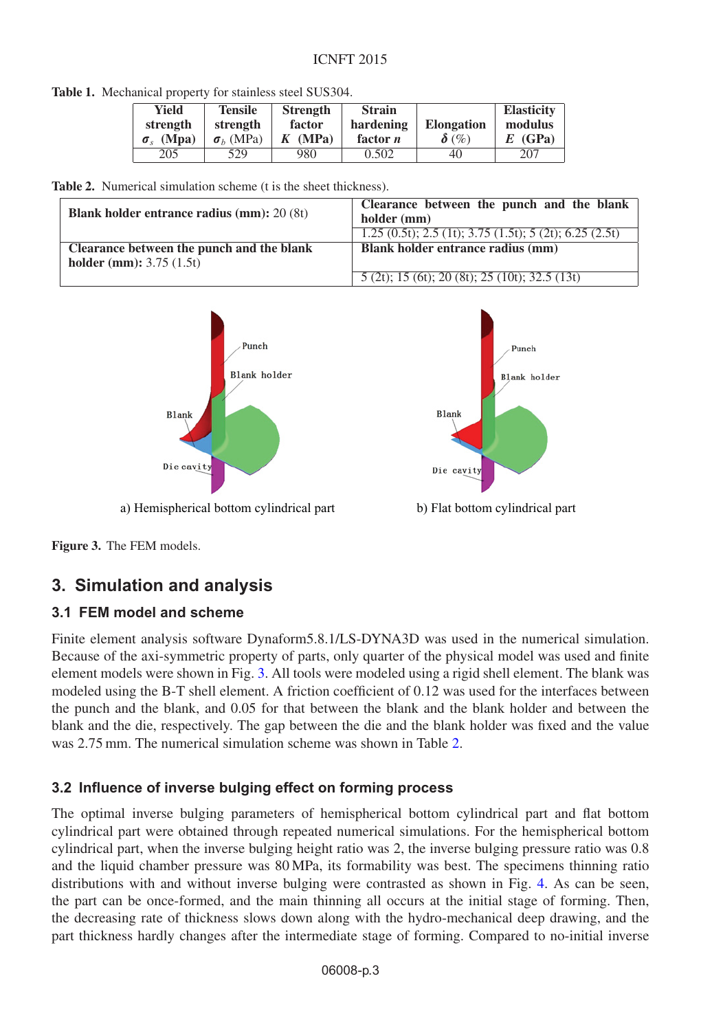**Table 1.** Mechanical property for stainless steel SUS304.

| Yield strength $\sigma_s$ (Mpa) | Tensile strength $\sigma_b$ (MPa) | Strength factor $K$ (MPa) | Strain hardening factor $n$ | Elongation $\delta$ (%) | Elasticity modulus $E$ (GPa) |
|---|---|---|---|---|---|
| 205 | 529 | 980 | 0.502 | 40 | 207 |

**Table 2.** Numerical simulation scheme (t is the sheet thickness).

| | |
|---|---|
| **Blank holder entrance radius (mm):** 20 (8t) | **Clearance between the punch and the blank holder (mm)** |
| | 1.25 (0.5t); 2.5 (1t); 3.75 (1.5t); 5 (2t); 6.25 (2.5t) |
| **Clearance between the punch and the blank holder (mm):** 3.75 (1.5t) | **Blank holder entrance radius (mm)** |
| | 5 (2t); 15 (6t); 20 (8t); 25 (10t); 32.5 (13t) |

a) Hemispherical bottom cylindrical part

b) Flat bottom cylindrical part

**Figure 3.** The FEM models.

## 3. Simulation and analysis

### 3.1 FEM model and scheme

Finite element analysis software Dynaform5.8.1/LS-DYNA3D was used in the numerical simulation. Because of the axi-symmetric property of parts, only quarter of the physical model was used and finite element models were shown in Fig. 3. All tools were modeled using a rigid shell element. The blank was modeled using the B-T shell element. A friction coefficient of 0.12 was used for the interfaces between the punch and the blank, and 0.05 for that between the blank and the blank holder and between the blank and the die, respectively. The gap between the die and the blank holder was fixed and the value was 2.75 mm. The numerical simulation scheme was shown in Table 2.

### 3.2 Influence of inverse bulging effect on forming process

The optimal inverse bulging parameters of hemispherical bottom cylindrical part and flat bottom cylindrical part were obtained through repeated numerical simulations. For the hemispherical bottom cylindrical part, when the inverse bulging height ratio was 2, the inverse bulging pressure ratio was 0.8 and the liquid chamber pressure was 80 MPa, its formability was best. The specimens thinning ratio distributions with and without inverse bulging were contrasted as shown in Fig. 4. As can be seen, the part can be once-formed, and the main thinning all occurs at the initial stage of forming. Then, the decreasing rate of thickness slows down along with the hydro-mechanical deep drawing, and the part thickness hardly changes after the intermediate stage of forming. Compared to no-initial inverse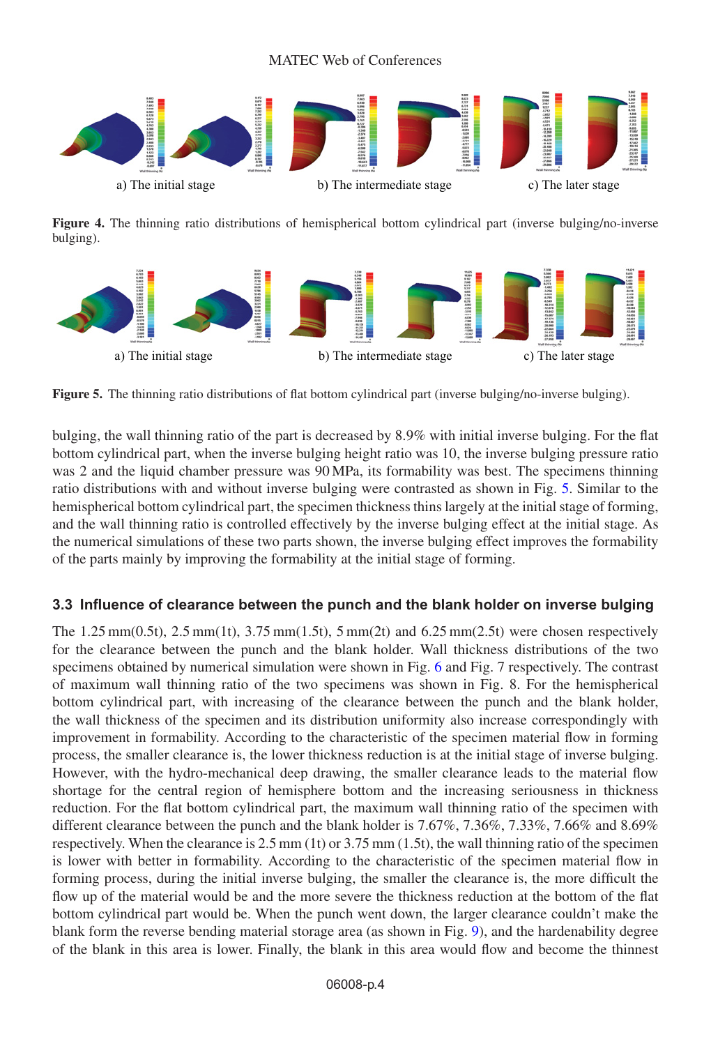a) The initial stage b) The intermediate stage c) The later stage

**Figure 4.** The thinning ratio distributions of hemispherical bottom cylindrical part (inverse bulging/no-inverse bulging).

a) The initial stage b) The intermediate stage c) The later stage

**Figure 5.** The thinning ratio distributions of flat bottom cylindrical part (inverse bulging/no-inverse bulging).

bulging, the wall thinning ratio of the part is decreased by 8.9% with initial inverse bulging. For the flat bottom cylindrical part, when the inverse bulging height ratio was 10, the inverse bulging pressure ratio was 2 and the liquid chamber pressure was 90 MPa, its formability was best. The specimens thinning ratio distributions with and without inverse bulging were contrasted as shown in Fig. 5. Similar to the hemispherical bottom cylindrical part, the specimen thickness thins largely at the initial stage of forming, and the wall thinning ratio is controlled effectively by the inverse bulging effect at the initial stage. As the numerical simulations of these two parts shown, the inverse bulging effect improves the formability of the parts mainly by improving the formability at the initial stage of forming.

### 3.3 Influence of clearance between the punch and the blank holder on inverse bulging

The 1.25 mm(0.5t), 2.5 mm(1t), 3.75 mm(1.5t), 5 mm(2t) and 6.25 mm(2.5t) were chosen respectively for the clearance between the punch and the blank holder. Wall thickness distributions of the two specimens obtained by numerical simulation were shown in Fig. 6 and Fig. 7 respectively. The contrast of maximum wall thinning ratio of the two specimens was shown in Fig. 8. For the hemispherical bottom cylindrical part, with increasing of the clearance between the punch and the blank holder, the wall thickness of the specimen and its distribution uniformity also increase correspondingly with improvement in formability. According to the characteristic of the specimen material flow in forming process, the smaller clearance is, the lower thickness reduction is at the initial stage of inverse bulging. However, with the hydro-mechanical deep drawing, the smaller clearance leads to the material flow shortage for the central region of hemisphere bottom and the increasing seriousness in thickness reduction. For the flat bottom cylindrical part, the maximum wall thinning ratio of the specimen with different clearance between the punch and the blank holder is 7.67%, 7.36%, 7.33%, 7.66% and 8.69% respectively. When the clearance is 2.5 mm (1t) or 3.75 mm (1.5t), the wall thinning ratio of the specimen is lower with better in formability. According to the characteristic of the specimen material flow in forming process, during the initial inverse bulging, the smaller the clearance is, the more difficult the flow up of the material would be and the more severe the thickness reduction at the bottom of the flat bottom cylindrical part would be. When the punch went down, the larger clearance couldn't make the blank form the reverse bending material storage area (as shown in Fig. 9), and the hardenability degree of the blank in this area is lower. Finally, the blank in this area would flow and become the thinnest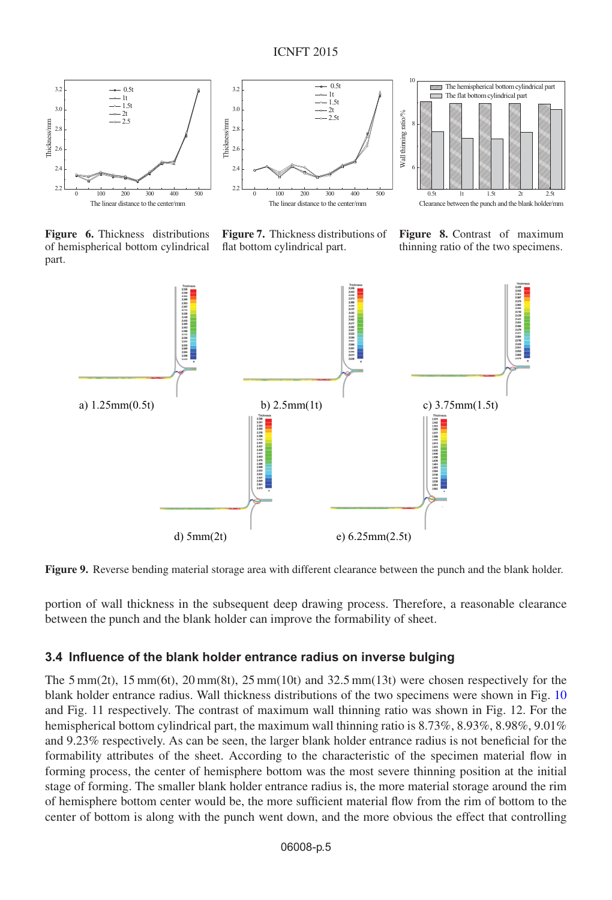**Figure 6.** Thickness distributions of hemispherical bottom cylindrical part.

**Figure 7.** Thickness distributions of flat bottom cylindrical part.

**Figure 8.** Contrast of maximum thinning ratio of the two specimens.

a) 1.25mm(0.5t)

b) 2.5mm(1t)

c) 3.75mm(1.5t)

d) 5mm(2t)

e) 6.25mm(2.5t)

**Figure 9.** Reverse bending material storage area with different clearance between the punch and the blank holder.

portion of wall thickness in the subsequent deep drawing process. Therefore, a reasonable clearance between the punch and the blank holder can improve the formability of sheet.

### 3.4 Influence of the blank holder entrance radius on inverse bulging

The 5 mm(2t), 15 mm(6t), 20 mm(8t), 25 mm(10t) and 32.5 mm(13t) were chosen respectively for the blank holder entrance radius. Wall thickness distributions of the two specimens were shown in Fig. 10 and Fig. 11 respectively. The contrast of maximum wall thinning ratio was shown in Fig. 12. For the hemispherical bottom cylindrical part, the maximum wall thinning ratio is 8.73%, 8.93%, 8.98%, 9.01% and 9.23% respectively. As can be seen, the larger blank holder entrance radius is not beneficial for the formability attributes of the sheet. According to the characteristic of the specimen material flow in forming process, the center of hemisphere bottom was the most severe thinning position at the initial stage of forming. The smaller blank holder entrance radius is, the more material storage around the rim of hemisphere bottom center would be, the more sufficient material flow from the rim of bottom to the center of bottom is along with the punch went down, and the more obvious the effect that controlling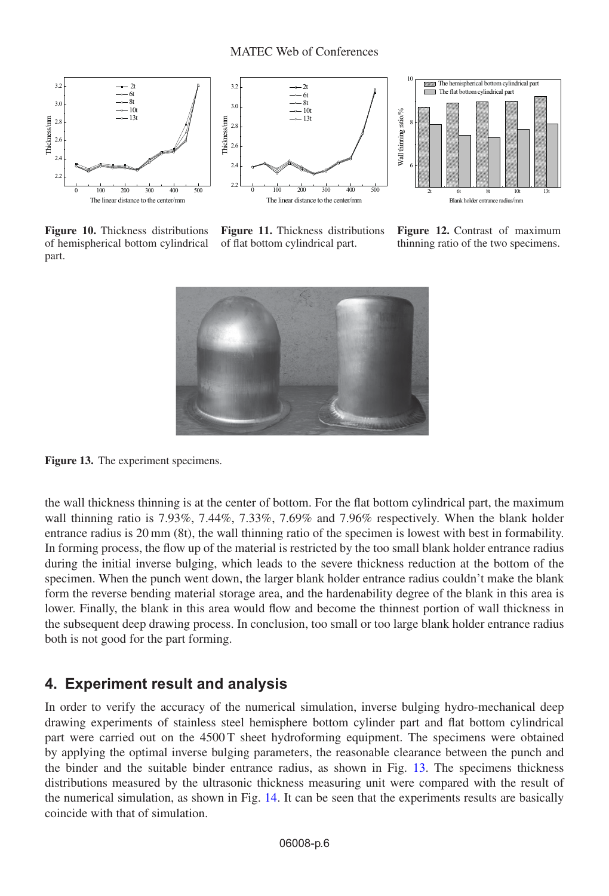Figure 10. Thickness distributions of hemispherical bottom cylindrical part.

Figure 11. Thickness distributions of flat bottom cylindrical part.

Figure 12. Contrast of maximum thinning ratio of the two specimens.

Figure 13. The experiment specimens.

the wall thickness thinning is at the center of bottom. For the flat bottom cylindrical part, the maximum wall thinning ratio is 7.93%, 7.44%, 7.33%, 7.69% and 7.96% respectively. When the blank holder entrance radius is 20 mm (8t), the wall thinning ratio of the specimen is lowest with best in formability. In forming process, the flow up of the material is restricted by the too small blank holder entrance radius during the initial inverse bulging, which leads to the severe thickness reduction at the bottom of the specimen. When the punch went down, the larger blank holder entrance radius couldn't make the blank form the reverse bending material storage area, and the hardenability degree of the blank in this area is lower. Finally, the blank in this area would flow and become the thinnest portion of wall thickness in the subsequent deep drawing process. In conclusion, too small or too large blank holder entrance radius both is not good for the part forming.

## 4. Experiment result and analysis

In order to verify the accuracy of the numerical simulation, inverse bulging hydro-mechanical deep drawing experiments of stainless steel hemisphere bottom cylinder part and flat bottom cylindrical part were carried out on the 4500 T sheet hydroforming equipment. The specimens were obtained by applying the optimal inverse bulging parameters, the reasonable clearance between the punch and the binder and the suitable binder entrance radius, as shown in Fig. 13. The specimens thickness distributions measured by the ultrasonic thickness measuring unit were compared with the result of the numerical simulation, as shown in Fig. 14. It can be seen that the experiments results are basically coincide with that of simulation.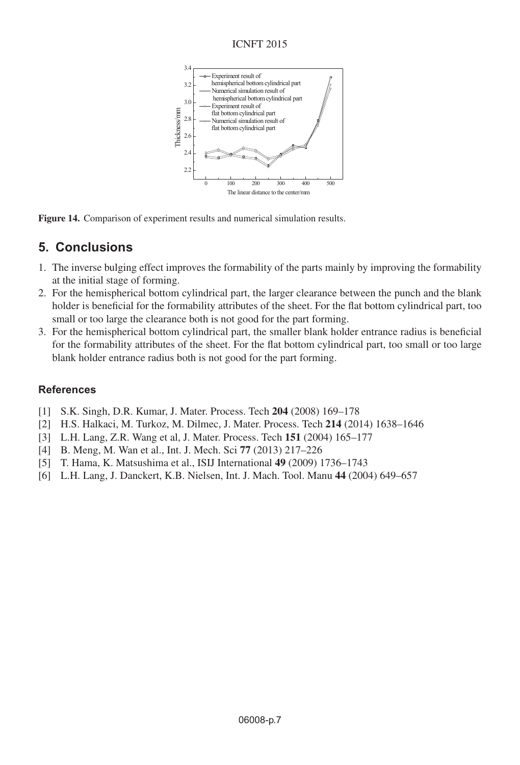3.4
3.2
3.0
2.8
2.6
2.4
2.2
Thickness/mm
0
100
200
300
400
500
The linear distance to the center/mm
Experiment result of hemispherical bottom cylindrical part
Numerical simulation result of hemispherical bottom cylindrical part
Experiment result of flat bottom cylindrical part
Numerical simulation result of flat bottom cylindrical part

**Figure 14.** Comparison of experiment results and numerical simulation results.

## 5. Conclusions

1. The inverse bulging effect improves the formability of the parts mainly by improving the formability at the initial stage of forming.
2. For the hemispherical bottom cylindrical part, the larger clearance between the punch and the blank holder is beneficial for the formability attributes of the sheet. For the flat bottom cylindrical part, too small or too large the clearance both is not good for the part forming.
3. For the hemispherical bottom cylindrical part, the smaller blank holder entrance radius is beneficial for the formability attributes of the sheet. For the flat bottom cylindrical part, too small or too large blank holder entrance radius both is not good for the part forming.

### References

[1] S.K. Singh, D.R. Kumar, J. Mater. Process. Tech **204** (2008) 169–178
[2] H.S. Halkaci, M. Turkoz, M. Dilmec, J. Mater. Process. Tech **214** (2014) 1638–1646
[3] L.H. Lang, Z.R. Wang et al, J. Mater. Process. Tech **151** (2004) 165–177
[4] B. Meng, M. Wan et al., Int. J. Mech. Sci **77** (2013) 217–226
[5] T. Hama, K. Matsushima et al., ISIJ International **49** (2009) 1736–1743
[6] L.H. Lang, J. Danckert, K.B. Nielsen, Int. J. Mach. Tool. Manu **44** (2004) 649–657